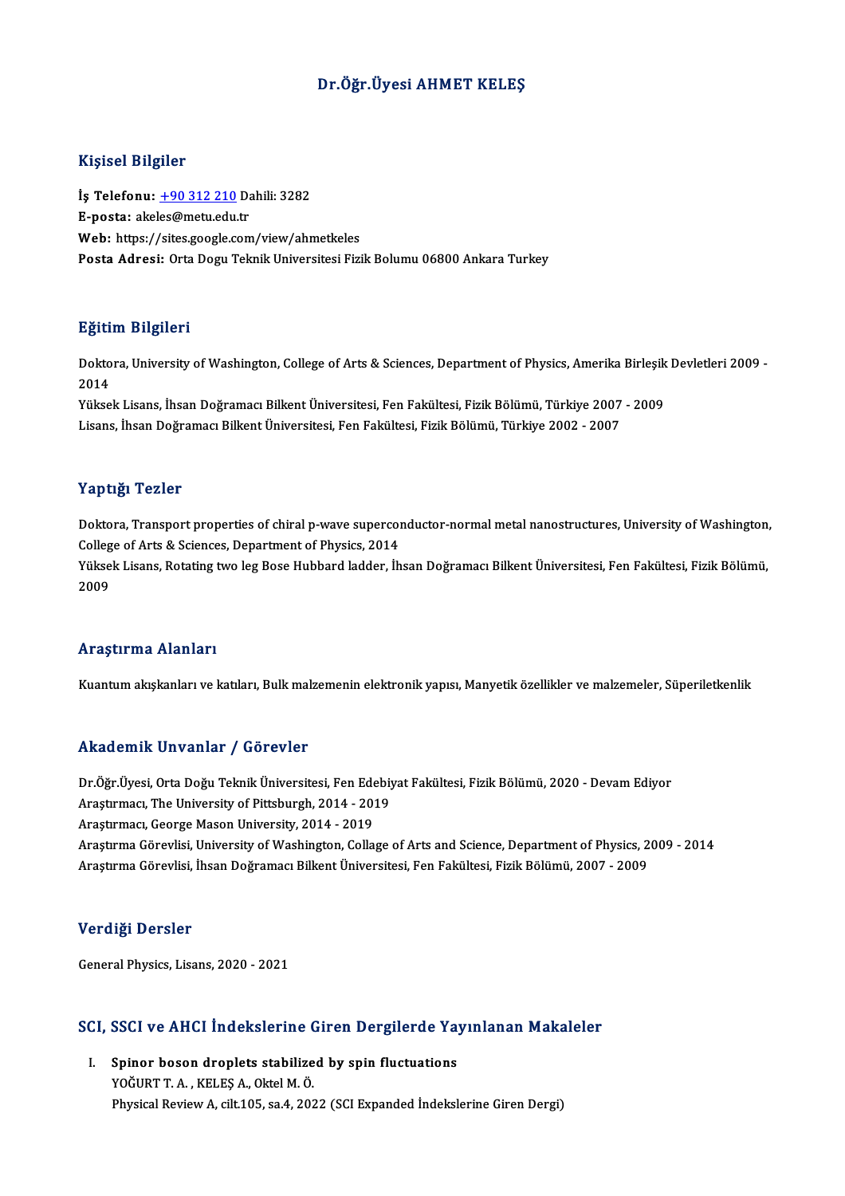# Dr.Öğr.Üyesi AHMET KELEŞ

## Kişisel Bilgiler

**İş Telefonu:** +90 312 210 Dahili: 3282
**E-posta:** akeles@metu.edu.tr
**Web:** https://sites.google.com/view/ahmetkeles
**Posta Adresi:** Orta Dogu Teknik Universitesi Fizik Bolumu 06800 Ankara Turkey

## Eğitim Bilgileri

Doktora, University of Washington, College of Arts & Sciences, Department of Physics, Amerika Birleşik Devletleri 2009 - 2014
Yüksek Lisans, İhsan Doğramacı Bilkent Üniversitesi, Fen Fakültesi, Fizik Bölümü, Türkiye 2007 - 2009
Lisans, İhsan Doğramacı Bilkent Üniversitesi, Fen Fakültesi, Fizik Bölümü, Türkiye 2002 - 2007

## Yaptığı Tezler

Doktora, Transport properties of chiral p-wave superconductor-normal metal nanostructures, University of Washington, College of Arts & Sciences, Department of Physics, 2014
Yüksek Lisans, Rotating two leg Bose Hubbard ladder, İhsan Doğramacı Bilkent Üniversitesi, Fen Fakültesi, Fizik Bölümü, 2009

## Araştırma Alanları

Kuantum akışkanları ve katıları, Bulk malzemenin elektronik yapısı, Manyetik özellikler ve malzemeler, Süperiletkenlik

## Akademik Unvanlar / Görevler

Dr.Öğr.Üyesi, Orta Doğu Teknik Üniversitesi, Fen Edebiyat Fakültesi, Fizik Bölümü, 2020 - Devam Ediyor
Araştırmacı, The University of Pittsburgh, 2014 - 2019
Araştırmacı, George Mason University, 2014 - 2019
Araştırma Görevlisi, University of Washington, Collage of Arts and Science, Department of Physics, 2009 - 2014
Araştırma Görevlisi, İhsan Doğramacı Bilkent Üniversitesi, Fen Fakültesi, Fizik Bölümü, 2007 - 2009

## Verdiği Dersler

General Physics, Lisans, 2020 - 2021

## SCI, SSCI ve AHCI İndekslerine Giren Dergilerde Yayınlanan Makaleler

I. **Spinor boson droplets stabilized by spin fluctuations**
YOĞURT T. A. , KELEŞ A., Oktel M. Ö.
Physical Review A, cilt.105, sa.4, 2022 (SCI Expanded İndekslerine Giren Dergi)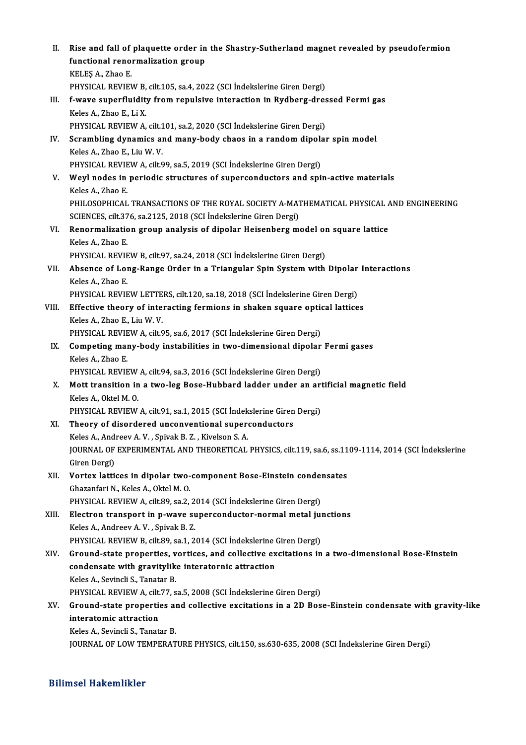II. **Rise and fall of plaquette order in the Shastry-Sutherland magnet revealed by pseudofermion functional renormalization group**
KELEŞ A., Zhao E.
PHYSICAL REVIEW B, cilt.105, sa.4, 2022 (SCI İndekslerine Giren Dergi)

III. **f-wave superfluidity from repulsive interaction in Rydberg-dressed Fermi gas**
Keles A., Zhao E., Li X.
PHYSICAL REVIEW A, cilt.101, sa.2, 2020 (SCI İndekslerine Giren Dergi)

IV. **Scrambling dynamics and many-body chaos in a random dipolar spin model**
Keles A., Zhao E., Liu W. V.
PHYSICAL REVIEW A, cilt.99, sa.5, 2019 (SCI İndekslerine Giren Dergi)

V. **Weyl nodes in periodic structures of superconductors and spin-active materials**
Keles A., Zhao E.
PHILOSOPHICAL TRANSACTIONS OF THE ROYAL SOCIETY A-MATHEMATICAL PHYSICAL AND ENGINEERING SCIENCES, cilt.376, sa.2125, 2018 (SCI İndekslerine Giren Dergi)

VI. **Renormalization group analysis of dipolar Heisenberg model on square lattice**
Keles A., Zhao E.
PHYSICAL REVIEW B, cilt.97, sa.24, 2018 (SCI İndekslerine Giren Dergi)

VII. **Absence of Long-Range Order in a Triangular Spin System with Dipolar Interactions**
Keles A., Zhao E.
PHYSICAL REVIEW LETTERS, cilt.120, sa.18, 2018 (SCI İndekslerine Giren Dergi)

VIII. **Effective theory of interacting fermions in shaken square optical lattices**
Keles A., Zhao E., Liu W. V.
PHYSICAL REVIEW A, cilt.95, sa.6, 2017 (SCI İndekslerine Giren Dergi)

IX. **Competing many-body instabilities in two-dimensional dipolar Fermi gases**
Keles A., Zhao E.
PHYSICAL REVIEW A, cilt.94, sa.3, 2016 (SCI İndekslerine Giren Dergi)

X. **Mott transition in a two-leg Bose-Hubbard ladder under an artificial magnetic field**
Keles A., Oktel M. O.
PHYSICAL REVIEW A, cilt.91, sa.1, 2015 (SCI İndekslerine Giren Dergi)

XI. **Theory of disordered unconventional superconductors**
Keles A., Andreev A. V. , Spivak B. Z. , Kivelson S. A.
JOURNAL OF EXPERIMENTAL AND THEORETICAL PHYSICS, cilt.119, sa.6, ss.1109-1114, 2014 (SCI İndekslerine Giren Dergi)

XII. **Vortex lattices in dipolar two-component Bose-Einstein condensates**
Ghazanfari N., Keles A., Oktel M. O.
PHYSICAL REVIEW A, cilt.89, sa.2, 2014 (SCI İndekslerine Giren Dergi)

XIII. **Electron transport in p-wave superconductor-normal metal junctions**
Keles A., Andreev A. V. , Spivak B. Z.
PHYSICAL REVIEW B, cilt.89, sa.1, 2014 (SCI İndekslerine Giren Dergi)

XIV. **Ground-state properties, vortices, and collective excitations in a two-dimensional Bose-Einstein condensate with gravitylike interatornic attraction**
Keles A., Sevincli S., Tanatar B.
PHYSICAL REVIEW A, cilt.77, sa.5, 2008 (SCI İndekslerine Giren Dergi)

XV. **Ground-state properties and collective excitations in a 2D Bose-Einstein condensate with gravity-like interatomic attraction**
Keles A., Sevincli S., Tanatar B.
JOURNAL OF LOW TEMPERATURE PHYSICS, cilt.150, ss.630-635, 2008 (SCI İndekslerine Giren Dergi)

## Bilimsel Hakemlikler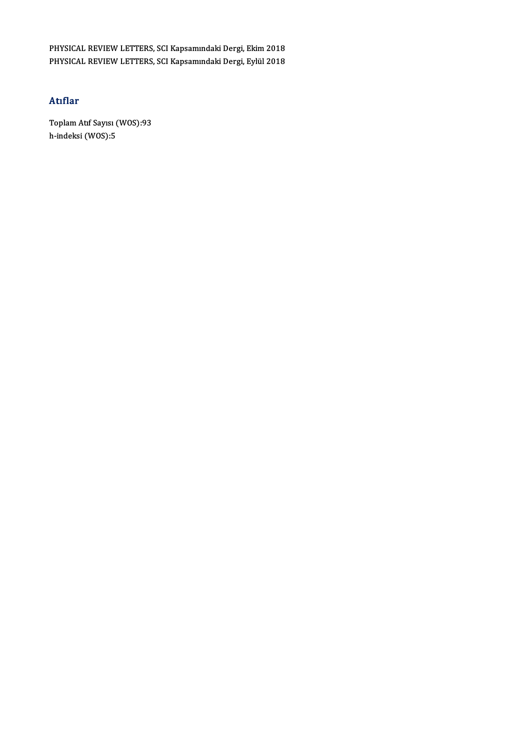PHYSICAL REVIEW LETTERS, SCI Kapsamındaki Dergi, Ekim 2018
PHYSICAL REVIEW LETTERS, SCI Kapsamındaki Dergi, Eylül 2018

## Atıflar

Toplam Atıf Sayısı (WOS):93
h-indeksi (WOS):5